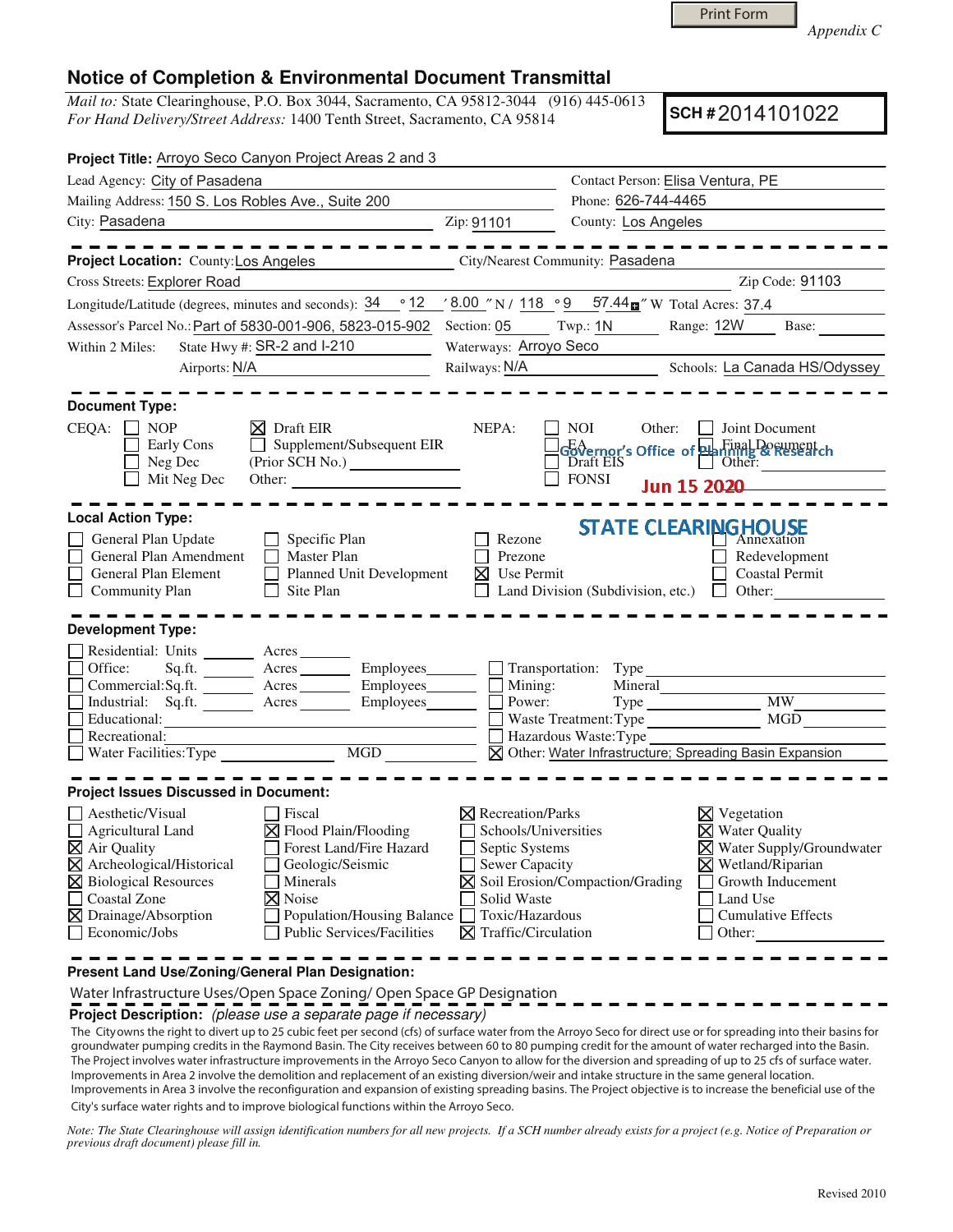Print Form

*Appendix C*

## Notice of Completion & Environmental Document Transmittal

*Mail to:* State Clearinghouse, P.O. Box 3044, Sacramento, CA 95812-3044 (916) 445-0613
*For Hand Delivery/Street Address:* 1400 Tenth Street, Sacramento, CA 95814

**SCH #** 2014101022

**Project Title:** Arroyo Seco Canyon Project Areas 2 and 3

Lead Agency: City of Pasadena
Contact Person: Elisa Ventura, PE
Mailing Address: 150 S. Los Robles Ave., Suite 200
Phone: 626-744-4465
City: Pasadena    Zip: 91101
County: Los Angeles

---

**Project Location:** County: Los Angeles    City/Nearest Community: Pasadena
Cross Streets: Explorer Road    Zip Code: 91103
Longitude/Latitude (degrees, minutes and seconds): 34 °12 ′8.00 ″N / 118 °9 ′57.44″ W  Total Acres: 37.4
Assessor's Parcel No.: Part of 5830-001-906, 5823-015-902   Section: 05   Twp.: 1N   Range: 12W   Base:
Within 2 Miles: State Hwy #: SR-2 and I-210   Waterways: Arroyo Seco
Airports: N/A   Railways: N/A   Schools: La Canada HS/Odyssey

---

**Document Type:**

CEQA: ☐ NOP ☐ Early Cons ☐ Neg Dec ☐ Mit Neg Dec ☒ Draft EIR ☐ Supplement/Subsequent EIR (Prior SCH No.) ____ Other: ____

NEPA: ☐ NOI ☐ EA ☐ Draft EIS ☐ FONSI

Other: ☐ Joint Document ☐ Final Document ☐ Other: ____

Governor's Office of Planning & Research
Jun 15 2020
STATE CLEARINGHOUSE

---

**Local Action Type:**

☐ General Plan Update ☐ General Plan Amendment ☐ General Plan Element ☐ Community Plan ☐ Specific Plan ☐ Master Plan ☐ Planned Unit Development ☐ Site Plan ☐ Rezone ☐ Prezone ☒ Use Permit ☐ Land Division (Subdivision, etc.) ☐ Annexation ☐ Redevelopment ☐ Coastal Permit ☐ Other: ____

---

**Development Type:**

☐ Residential: Units ____ Acres ____
☐ Office: Sq.ft. ____ Acres ____ Employees ____
☐ Commercial: Sq.ft. ____ Acres ____ Employees ____
☐ Industrial: Sq.ft. ____ Acres ____ Employees ____
☐ Educational: ____
☐ Recreational: ____
☐ Water Facilities: Type ____ MGD ____
☐ Transportation: Type ____
☐ Mining: Mineral ____
☐ Power: Type ____ MW ____
☐ Waste Treatment: Type ____ MGD ____
☐ Hazardous Waste: Type ____
☒ Other: Water Infrastructure; Spreading Basin Expansion

---

**Project Issues Discussed in Document:**

☐ Aesthetic/Visual
☐ Agricultural Land
☒ Air Quality
☒ Archeological/Historical
☒ Biological Resources
☐ Coastal Zone
☒ Drainage/Absorption
☐ Economic/Jobs
☐ Fiscal
☒ Flood Plain/Flooding
☐ Forest Land/Fire Hazard
☐ Geologic/Seismic
☐ Minerals
☒ Noise
☐ Population/Housing Balance
☐ Public Services/Facilities
☒ Recreation/Parks
☐ Schools/Universities
☐ Septic Systems
☐ Sewer Capacity
☒ Soil Erosion/Compaction/Grading
☐ Solid Waste
☐ Toxic/Hazardous
☒ Traffic/Circulation
☒ Vegetation
☒ Water Quality
☒ Water Supply/Groundwater
☒ Wetland/Riparian
☐ Growth Inducement
☐ Land Use
☐ Cumulative Effects
☐ Other: ____

---

**Present Land Use/Zoning/General Plan Designation:**

Water Infrastructure Uses/Open Space Zoning/ Open Space GP Designation

**Project Description:** *(please use a separate page if necessary)*

The City owns the right to divert up to 25 cubic feet per second (cfs) of surface water from the Arroyo Seco for direct use or for spreading into their basins for groundwater pumping credits in the Raymond Basin. The City receives between 60 to 80 pumping credit for the amount of water recharged into the Basin. The Project involves water infrastructure improvements in the Arroyo Seco Canyon to allow for the diversion and spreading of up to 25 cfs of surface water. Improvements in Area 2 involve the demolition and replacement of an existing diversion/weir and intake structure in the same general location. Improvements in Area 3 involve the reconfiguration and expansion of existing spreading basins. The Project objective is to increase the beneficial use of the City's surface water rights and to improve biological functions within the Arroyo Seco.

*Note: The State Clearinghouse will assign identification numbers for all new projects. If a SCH number already exists for a project (e.g. Notice of Preparation or previous draft document) please fill in.*

Revised 2010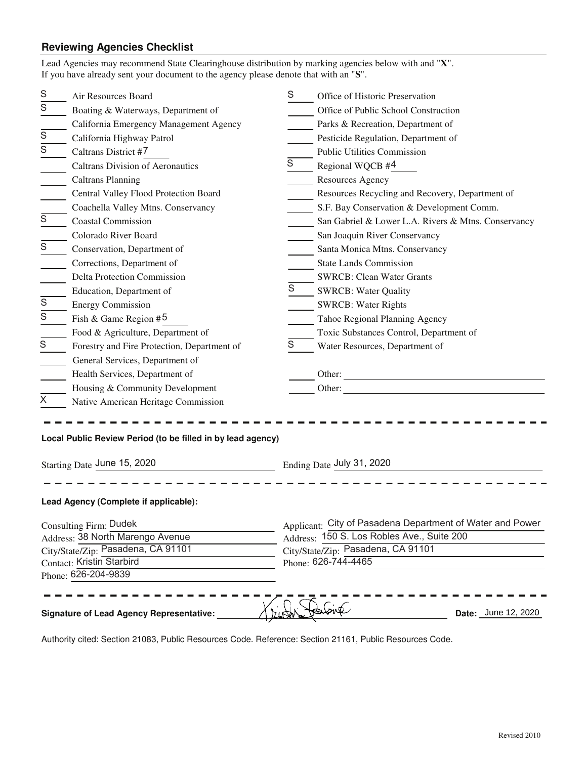## Reviewing Agencies Checklist

Lead Agencies may recommend State Clearinghouse distribution by marking agencies below with and "**X**".
If you have already sent your document to the agency please denote that with an "**S**".

| | | | |
|---|---|---|---|
| S | Air Resources Board | S | Office of Historic Preservation |
| S | Boating & Waterways, Department of | | Office of Public School Construction |
| | California Emergency Management Agency | | Parks & Recreation, Department of |
| S | California Highway Patrol | | Pesticide Regulation, Department of |
| S | Caltrans District #7 | | Public Utilities Commission |
| | Caltrans Division of Aeronautics | S | Regional WQCB #4 |
| | Caltrans Planning | | Resources Agency |
| | Central Valley Flood Protection Board | | Resources Recycling and Recovery, Department of |
| | Coachella Valley Mtns. Conservancy | | S.F. Bay Conservation & Development Comm. |
| S | Coastal Commission | | San Gabriel & Lower L.A. Rivers & Mtns. Conservancy |
| | Colorado River Board | | San Joaquin River Conservancy |
| S | Conservation, Department of | | Santa Monica Mtns. Conservancy |
| | Corrections, Department of | | State Lands Commission |
| | Delta Protection Commission | | SWRCB: Clean Water Grants |
| | Education, Department of | S | SWRCB: Water Quality |
| S | Energy Commission | | SWRCB: Water Rights |
| S | Fish & Game Region #5 | | Tahoe Regional Planning Agency |
| | Food & Agriculture, Department of | | Toxic Substances Control, Department of |
| S | Forestry and Fire Protection, Department of | S | Water Resources, Department of |
| | General Services, Department of | | |
| | Health Services, Department of | | Other: |
| | Housing & Community Development | | Other: |
| X | Native American Heritage Commission | | |

**Local Public Review Period (to be filled in by lead agency)**

Starting Date June 15, 2020 Ending Date July 31, 2020

**Lead Agency (Complete if applicable):**

Consulting Firm: Dudek
Address: 38 North Marengo Avenue
City/State/Zip: Pasadena, CA 91101
Contact: Kristin Starbird
Phone: 626-204-9839

Applicant: City of Pasadena Department of Water and Power
Address: 150 S. Los Robles Ave., Suite 200
City/State/Zip: Pasadena, CA 91101
Phone: 626-744-4465

**Signature of Lead Agency Representative:** [signature] **Date:** June 12, 2020

Authority cited: Section 21083, Public Resources Code. Reference: Section 21161, Public Resources Code.

Revised 2010